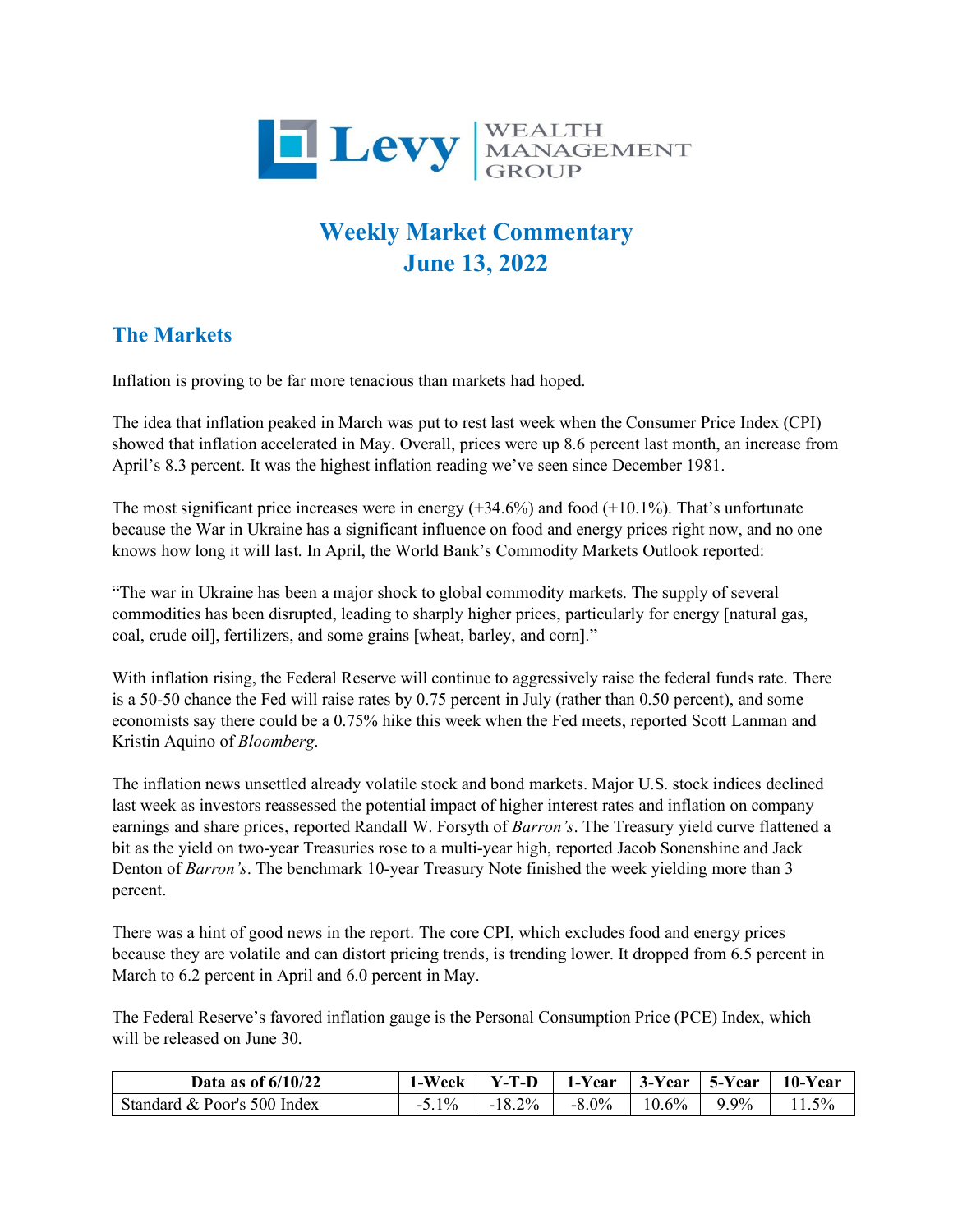Levy | WEALTH MANAGEMENT GROUP

# Weekly Market Commentary
# June 13, 2022

## The Markets

Inflation is proving to be far more tenacious than markets had hoped.

The idea that inflation peaked in March was put to rest last week when the Consumer Price Index (CPI) showed that inflation accelerated in May. Overall, prices were up 8.6 percent last month, an increase from April's 8.3 percent. It was the highest inflation reading we've seen since December 1981.

The most significant price increases were in energy (+34.6%) and food (+10.1%). That's unfortunate because the War in Ukraine has a significant influence on food and energy prices right now, and no one knows how long it will last. In April, the World Bank's Commodity Markets Outlook reported:

"The war in Ukraine has been a major shock to global commodity markets. The supply of several commodities has been disrupted, leading to sharply higher prices, particularly for energy [natural gas, coal, crude oil], fertilizers, and some grains [wheat, barley, and corn]."

With inflation rising, the Federal Reserve will continue to aggressively raise the federal funds rate. There is a 50-50 chance the Fed will raise rates by 0.75 percent in July (rather than 0.50 percent), and some economists say there could be a 0.75% hike this week when the Fed meets, reported Scott Lanman and Kristin Aquino of *Bloomberg*.

The inflation news unsettled already volatile stock and bond markets. Major U.S. stock indices declined last week as investors reassessed the potential impact of higher interest rates and inflation on company earnings and share prices, reported Randall W. Forsyth of *Barron's*. The Treasury yield curve flattened a bit as the yield on two-year Treasuries rose to a multi-year high, reported Jacob Sonenshine and Jack Denton of *Barron's*. The benchmark 10-year Treasury Note finished the week yielding more than 3 percent.

There was a hint of good news in the report. The core CPI, which excludes food and energy prices because they are volatile and can distort pricing trends, is trending lower. It dropped from 6.5 percent in March to 6.2 percent in April and 6.0 percent in May.

The Federal Reserve's favored inflation gauge is the Personal Consumption Price (PCE) Index, which will be released on June 30.

| Data as of 6/10/22 | 1-Week | Y-T-D | 1-Year | 3-Year | 5-Year | 10-Year |
|---|---|---|---|---|---|---|
| Standard & Poor's 500 Index | -5.1% | -18.2% | -8.0% | 10.6% | 9.9% | 11.5% |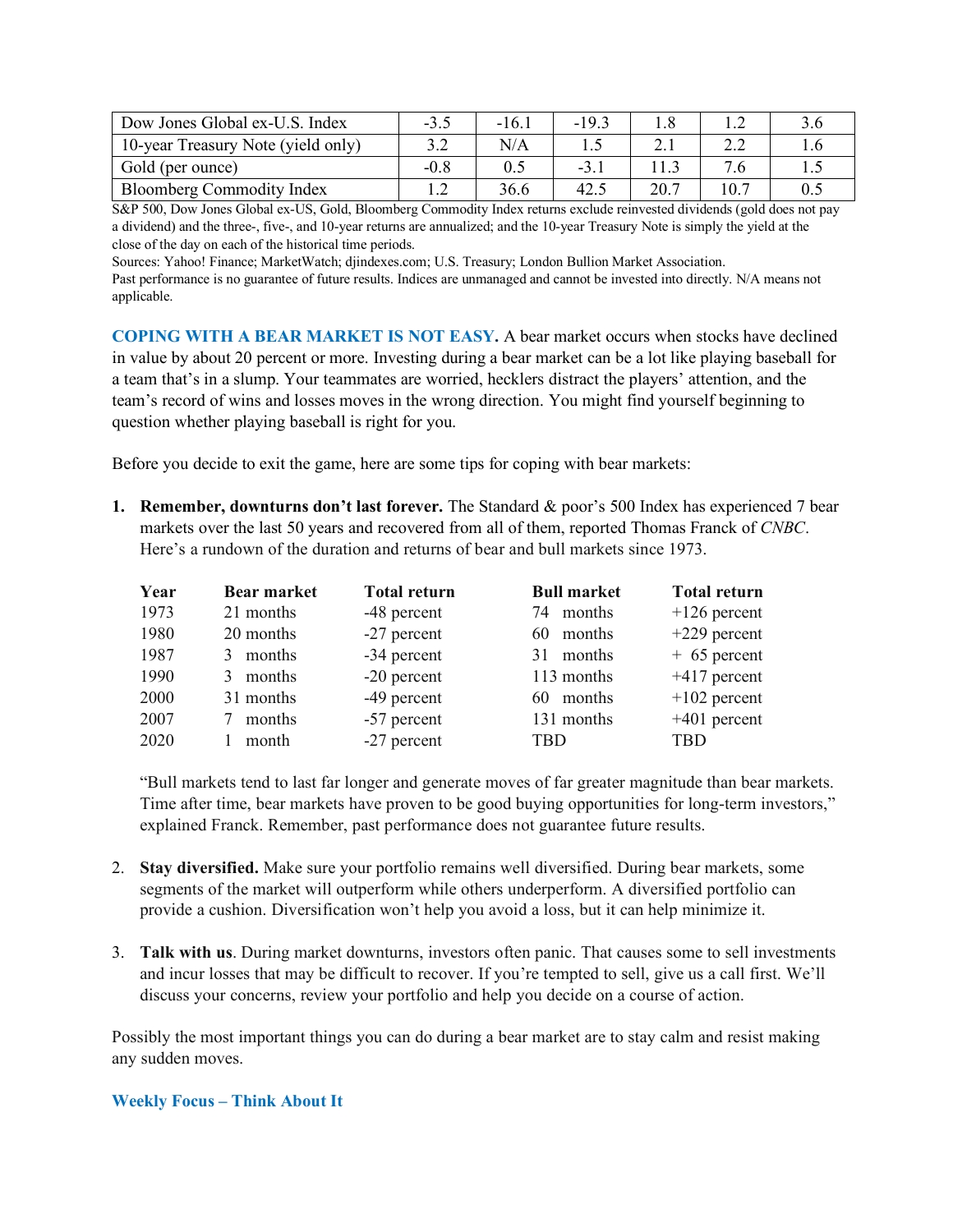| | | | | | | |
|---|---|---|---|---|---|---|
| Dow Jones Global ex-U.S. Index | -3.5 | -16.1 | -19.3 | 1.8 | 1.2 | 3.6 |
| 10-year Treasury Note (yield only) | 3.2 | N/A | 1.5 | 2.1 | 2.2 | 1.6 |
| Gold (per ounce) | -0.8 | 0.5 | -3.1 | 11.3 | 7.6 | 1.5 |
| Bloomberg Commodity Index | 1.2 | 36.6 | 42.5 | 20.7 | 10.7 | 0.5 |

S&P 500, Dow Jones Global ex-US, Gold, Bloomberg Commodity Index returns exclude reinvested dividends (gold does not pay a dividend) and the three-, five-, and 10-year returns are annualized; and the 10-year Treasury Note is simply the yield at the close of the day on each of the historical time periods.

Sources: Yahoo! Finance; MarketWatch; djindexes.com; U.S. Treasury; London Bullion Market Association.

Past performance is no guarantee of future results. Indices are unmanaged and cannot be invested into directly. N/A means not applicable.

**COPING WITH A BEAR MARKET IS NOT EASY.** A bear market occurs when stocks have declined in value by about 20 percent or more. Investing during a bear market can be a lot like playing baseball for a team that's in a slump. Your teammates are worried, hecklers distract the players' attention, and the team's record of wins and losses moves in the wrong direction. You might find yourself beginning to question whether playing baseball is right for you.

Before you decide to exit the game, here are some tips for coping with bear markets:

1. **Remember, downturns don't last forever.** The Standard & poor's 500 Index has experienced 7 bear markets over the last 50 years and recovered from all of them, reported Thomas Franck of *CNBC*. Here's a rundown of the duration and returns of bear and bull markets since 1973.

| Year | Bear market | Total return | Bull market | Total return |
|---|---|---|---|---|
| 1973 | 21 months | -48 percent | 74 months | +126 percent |
| 1980 | 20 months | -27 percent | 60 months | +229 percent |
| 1987 | 3 months | -34 percent | 31 months | + 65 percent |
| 1990 | 3 months | -20 percent | 113 months | +417 percent |
| 2000 | 31 months | -49 percent | 60 months | +102 percent |
| 2007 | 7 months | -57 percent | 131 months | +401 percent |
| 2020 | 1 month | -27 percent | TBD | TBD |

"Bull markets tend to last far longer and generate moves of far greater magnitude than bear markets. Time after time, bear markets have proven to be good buying opportunities for long-term investors," explained Franck. Remember, past performance does not guarantee future results.

2. **Stay diversified.** Make sure your portfolio remains well diversified. During bear markets, some segments of the market will outperform while others underperform. A diversified portfolio can provide a cushion. Diversification won't help you avoid a loss, but it can help minimize it.

3. **Talk with us**. During market downturns, investors often panic. That causes some to sell investments and incur losses that may be difficult to recover. If you're tempted to sell, give us a call first. We'll discuss your concerns, review your portfolio and help you decide on a course of action.

Possibly the most important things you can do during a bear market are to stay calm and resist making any sudden moves.

**Weekly Focus – Think About It**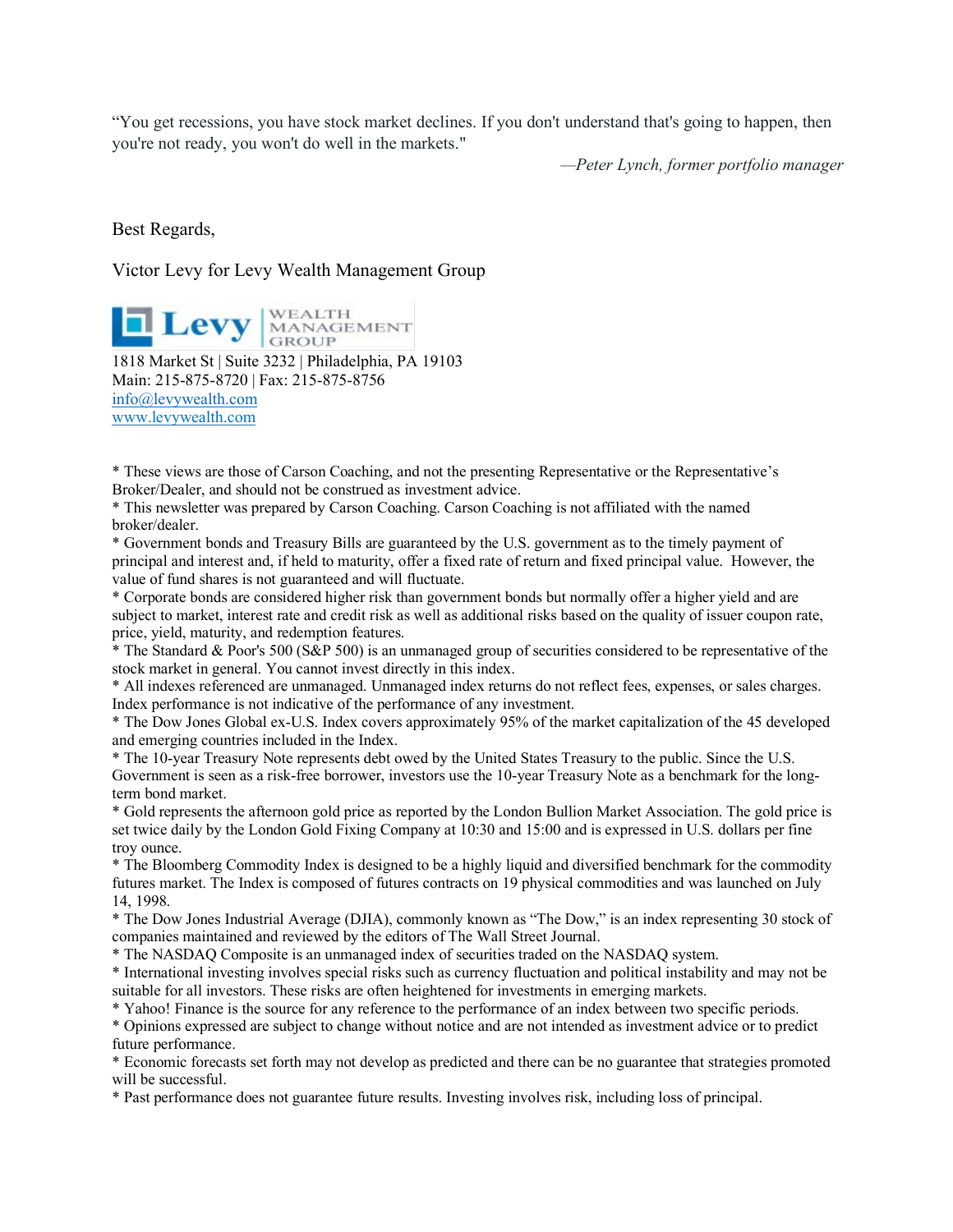"You get recessions, you have stock market declines. If you don't understand that's going to happen, then you're not ready, you won't do well in the markets."

*—Peter Lynch, former portfolio manager*

Best Regards,

Victor Levy for Levy Wealth Management Group

Levy WEALTH MANAGEMENT GROUP

1818 Market St | Suite 3232 | Philadelphia, PA 19103
Main: 215-875-8720 | Fax: 215-875-8756
[info@levywealth.com](mailto:info@levywealth.com)
[www.levywealth.com](http://www.levywealth.com)

* These views are those of Carson Coaching, and not the presenting Representative or the Representative's Broker/Dealer, and should not be construed as investment advice.
* This newsletter was prepared by Carson Coaching. Carson Coaching is not affiliated with the named broker/dealer.
* Government bonds and Treasury Bills are guaranteed by the U.S. government as to the timely payment of principal and interest and, if held to maturity, offer a fixed rate of return and fixed principal value. However, the value of fund shares is not guaranteed and will fluctuate.
* Corporate bonds are considered higher risk than government bonds but normally offer a higher yield and are subject to market, interest rate and credit risk as well as additional risks based on the quality of issuer coupon rate, price, yield, maturity, and redemption features.
* The Standard & Poor's 500 (S&P 500) is an unmanaged group of securities considered to be representative of the stock market in general. You cannot invest directly in this index.
* All indexes referenced are unmanaged. Unmanaged index returns do not reflect fees, expenses, or sales charges. Index performance is not indicative of the performance of any investment.
* The Dow Jones Global ex-U.S. Index covers approximately 95% of the market capitalization of the 45 developed and emerging countries included in the Index.
* The 10-year Treasury Note represents debt owed by the United States Treasury to the public. Since the U.S. Government is seen as a risk-free borrower, investors use the 10-year Treasury Note as a benchmark for the long-term bond market.
* Gold represents the afternoon gold price as reported by the London Bullion Market Association. The gold price is set twice daily by the London Gold Fixing Company at 10:30 and 15:00 and is expressed in U.S. dollars per fine troy ounce.
* The Bloomberg Commodity Index is designed to be a highly liquid and diversified benchmark for the commodity futures market. The Index is composed of futures contracts on 19 physical commodities and was launched on July 14, 1998.
* The Dow Jones Industrial Average (DJIA), commonly known as "The Dow," is an index representing 30 stock of companies maintained and reviewed by the editors of The Wall Street Journal.
* The NASDAQ Composite is an unmanaged index of securities traded on the NASDAQ system.
* International investing involves special risks such as currency fluctuation and political instability and may not be suitable for all investors. These risks are often heightened for investments in emerging markets.
* Yahoo! Finance is the source for any reference to the performance of an index between two specific periods.
* Opinions expressed are subject to change without notice and are not intended as investment advice or to predict future performance.
* Economic forecasts set forth may not develop as predicted and there can be no guarantee that strategies promoted will be successful.
* Past performance does not guarantee future results. Investing involves risk, including loss of principal.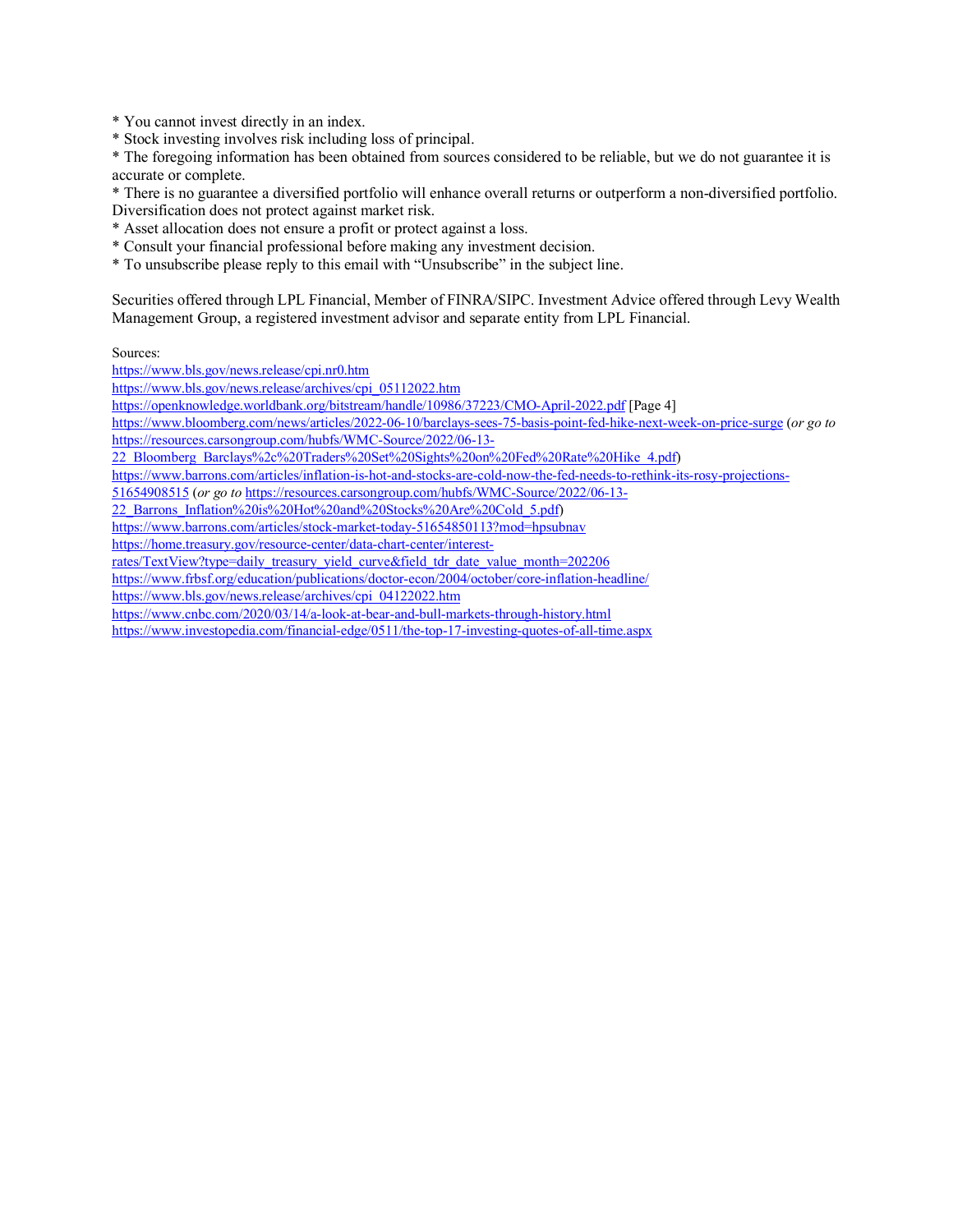* You cannot invest directly in an index.
* Stock investing involves risk including loss of principal.
* The foregoing information has been obtained from sources considered to be reliable, but we do not guarantee it is accurate or complete.
* There is no guarantee a diversified portfolio will enhance overall returns or outperform a non-diversified portfolio. Diversification does not protect against market risk.
* Asset allocation does not ensure a profit or protect against a loss.
* Consult your financial professional before making any investment decision.
* To unsubscribe please reply to this email with "Unsubscribe" in the subject line.

Securities offered through LPL Financial, Member of FINRA/SIPC. Investment Advice offered through Levy Wealth Management Group, a registered investment advisor and separate entity from LPL Financial.

Sources:
https://www.bls.gov/news.release/cpi.nr0.htm
https://www.bls.gov/news.release/archives/cpi_05112022.htm
https://openknowledge.worldbank.org/bitstream/handle/10986/37223/CMO-April-2022.pdf [Page 4]
https://www.bloomberg.com/news/articles/2022-06-10/barclays-sees-75-basis-point-fed-hike-next-week-on-price-surge (*or go to* https://resources.carsongroup.com/hubfs/WMC-Source/2022/06-13-22_Bloomberg_Barclays%2c%20Traders%20Set%20Sights%20on%20Fed%20Rate%20Hike_4.pdf)
https://www.barrons.com/articles/inflation-is-hot-and-stocks-are-cold-now-the-fed-needs-to-rethink-its-rosy-projections-51654908515 (*or go to* https://resources.carsongroup.com/hubfs/WMC-Source/2022/06-13-22_Barrons_Inflation%20is%20Hot%20and%20Stocks%20Are%20Cold_5.pdf)
https://www.barrons.com/articles/stock-market-today-51654850113?mod=hpsubnav
https://home.treasury.gov/resource-center/data-chart-center/interest-rates/TextView?type=daily_treasury_yield_curve&field_tdr_date_value_month=202206
https://www.frbsf.org/education/publications/doctor-econ/2004/october/core-inflation-headline/
https://www.bls.gov/news.release/archives/cpi_04122022.htm
https://www.cnbc.com/2020/03/14/a-look-at-bear-and-bull-markets-through-history.html
https://www.investopedia.com/financial-edge/0511/the-top-17-investing-quotes-of-all-time.aspx